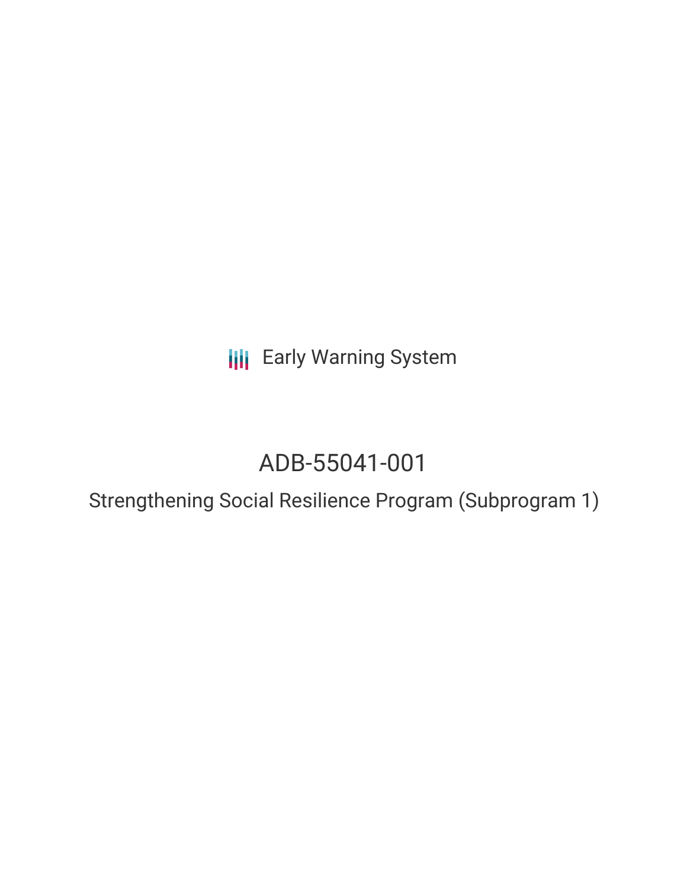Early Warning System

# ADB-55041-001

## Strengthening Social Resilience Program (Subprogram 1)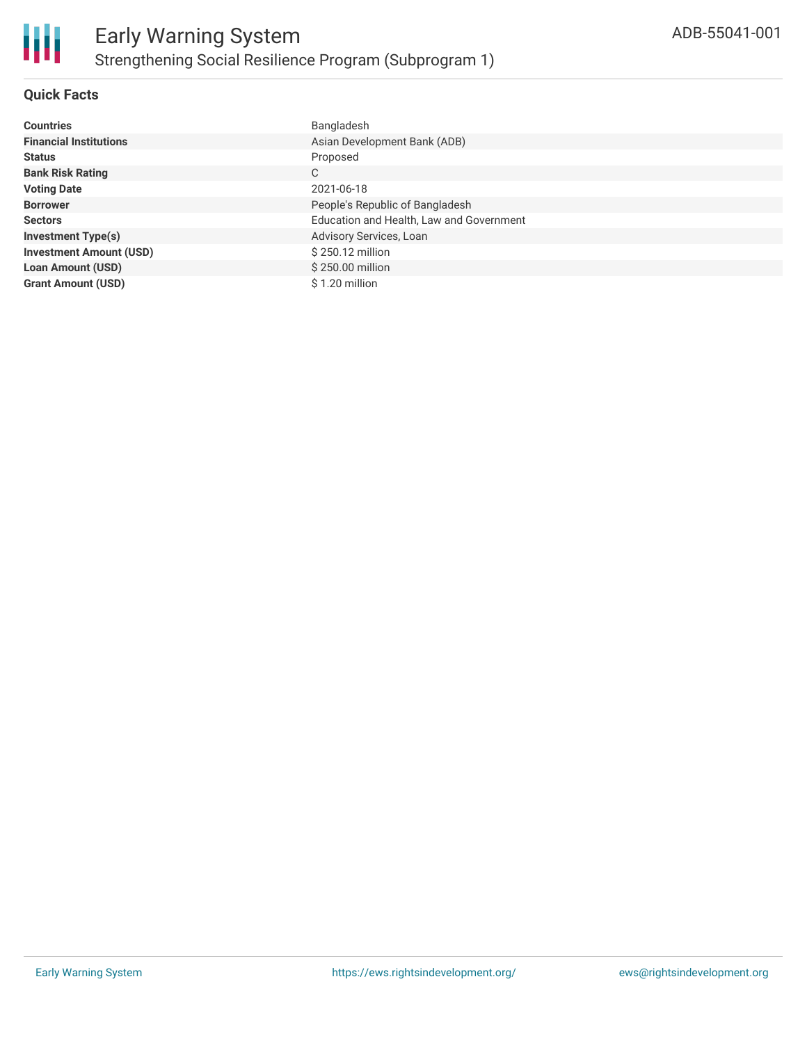# Early Warning System

## Strengthening Social Resilience Program (Subprogram 1)

ADB-55041-001

### Quick Facts

| | |
|---|---|
| **Countries** | Bangladesh |
| **Financial Institutions** | Asian Development Bank (ADB) |
| **Status** | Proposed |
| **Bank Risk Rating** | C |
| **Voting Date** | 2021-06-18 |
| **Borrower** | People's Republic of Bangladesh |
| **Sectors** | Education and Health, Law and Government |
| **Investment Type(s)** | Advisory Services, Loan |
| **Investment Amount (USD)** | $ 250.12 million |
| **Loan Amount (USD)** | $ 250.00 million |
| **Grant Amount (USD)** | $ 1.20 million |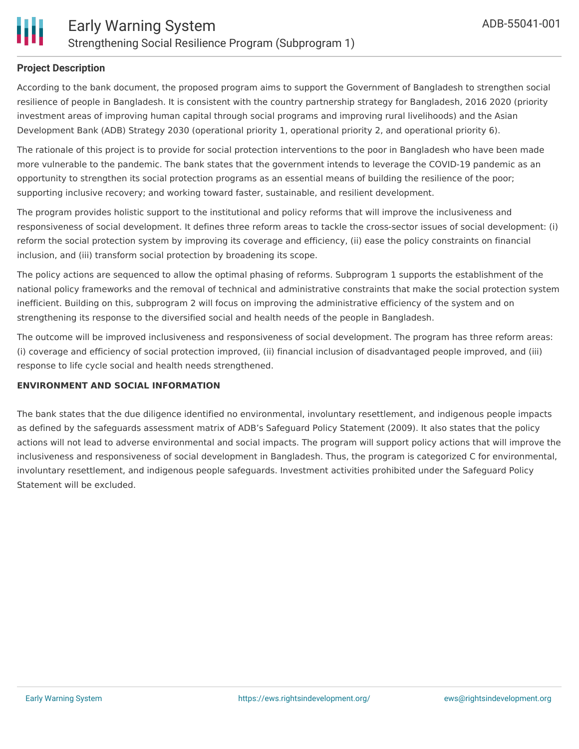## Project Description

According to the bank document, the proposed program aims to support the Government of Bangladesh to strengthen social resilience of people in Bangladesh. It is consistent with the country partnership strategy for Bangladesh, 2016 2020 (priority investment areas of improving human capital through social programs and improving rural livelihoods) and the Asian Development Bank (ADB) Strategy 2030 (operational priority 1, operational priority 2, and operational priority 6).

The rationale of this project is to provide for social protection interventions to the poor in Bangladesh who have been made more vulnerable to the pandemic. The bank states that the government intends to leverage the COVID-19 pandemic as an opportunity to strengthen its social protection programs as an essential means of building the resilience of the poor; supporting inclusive recovery; and working toward faster, sustainable, and resilient development.

The program provides holistic support to the institutional and policy reforms that will improve the inclusiveness and responsiveness of social development. It defines three reform areas to tackle the cross-sector issues of social development: (i) reform the social protection system by improving its coverage and efficiency, (ii) ease the policy constraints on financial inclusion, and (iii) transform social protection by broadening its scope.

The policy actions are sequenced to allow the optimal phasing of reforms. Subprogram 1 supports the establishment of the national policy frameworks and the removal of technical and administrative constraints that make the social protection system inefficient. Building on this, subprogram 2 will focus on improving the administrative efficiency of the system and on strengthening its response to the diversified social and health needs of the people in Bangladesh.

The outcome will be improved inclusiveness and responsiveness of social development. The program has three reform areas: (i) coverage and efficiency of social protection improved, (ii) financial inclusion of disadvantaged people improved, and (iii) response to life cycle social and health needs strengthened.

### ENVIRONMENT AND SOCIAL INFORMATION

The bank states that the due diligence identified no environmental, involuntary resettlement, and indigenous people impacts as defined by the safeguards assessment matrix of ADB's Safeguard Policy Statement (2009). It also states that the policy actions will not lead to adverse environmental and social impacts. The program will support policy actions that will improve the inclusiveness and responsiveness of social development in Bangladesh. Thus, the program is categorized C for environmental, involuntary resettlement, and indigenous people safeguards. Investment activities prohibited under the Safeguard Policy Statement will be excluded.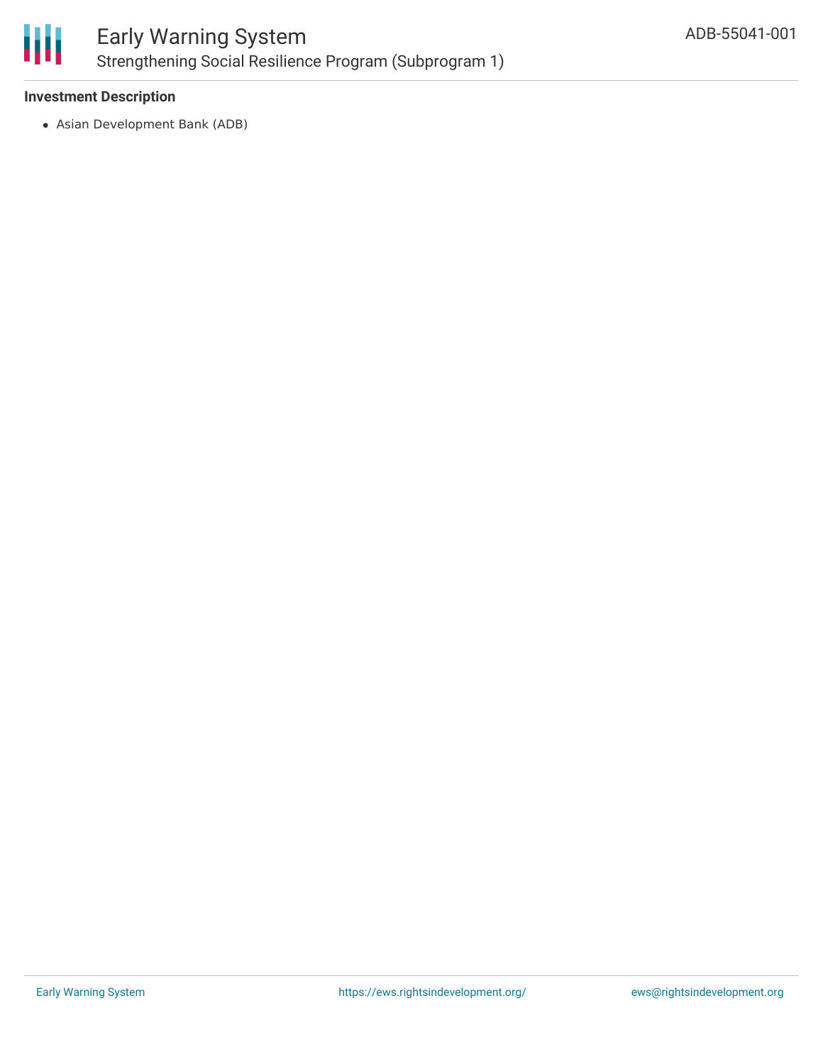### Investment Description

- Asian Development Bank (ADB)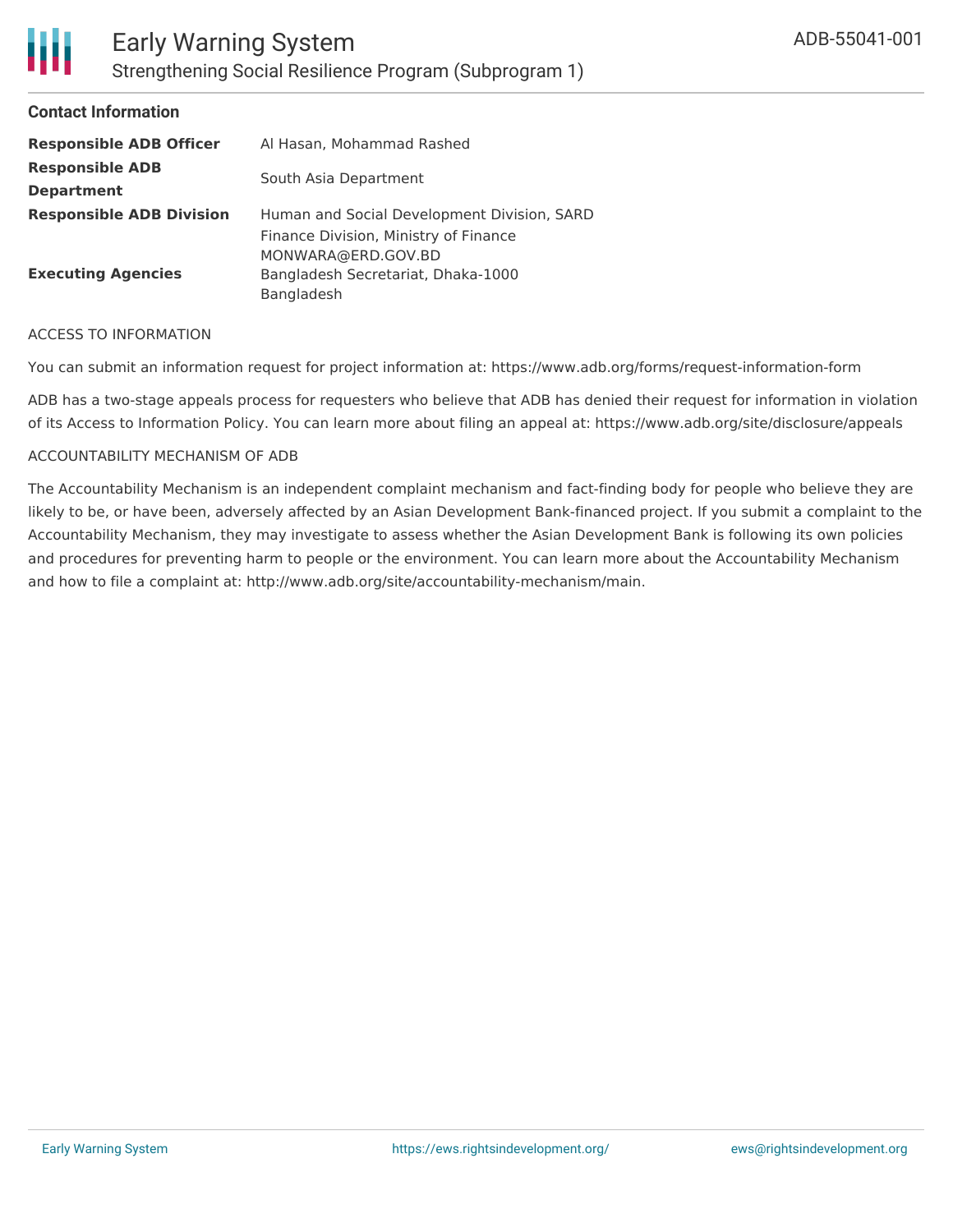### Contact Information

| | |
|---|---|
| **Responsible ADB Officer** | Al Hasan, Mohammad Rashed |
| **Responsible ADB Department** | South Asia Department |
| **Responsible ADB Division** | Human and Social Development Division, SARD |
| **Executing Agencies** | Finance Division, Ministry of Finance<br>MONWARA@ERD.GOV.BD<br>Bangladesh Secretariat, Dhaka-1000<br>Bangladesh |

ACCESS TO INFORMATION

You can submit an information request for project information at: https://www.adb.org/forms/request-information-form

ADB has a two-stage appeals process for requesters who believe that ADB has denied their request for information in violation of its Access to Information Policy. You can learn more about filing an appeal at: https://www.adb.org/site/disclosure/appeals

ACCOUNTABILITY MECHANISM OF ADB

The Accountability Mechanism is an independent complaint mechanism and fact-finding body for people who believe they are likely to be, or have been, adversely affected by an Asian Development Bank-financed project. If you submit a complaint to the Accountability Mechanism, they may investigate to assess whether the Asian Development Bank is following its own policies and procedures for preventing harm to people or the environment. You can learn more about the Accountability Mechanism and how to file a complaint at: http://www.adb.org/site/accountability-mechanism/main.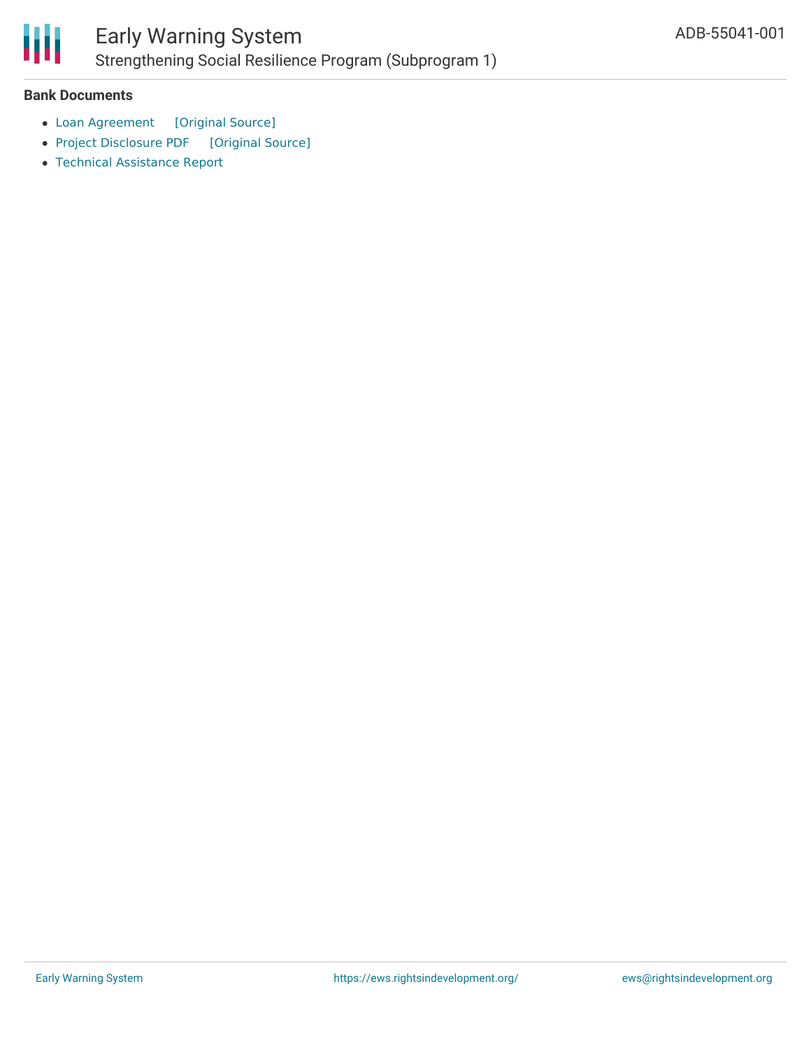### Bank Documents

- Loan Agreement [Original Source]
- Project Disclosure PDF [Original Source]
- Technical Assistance Report